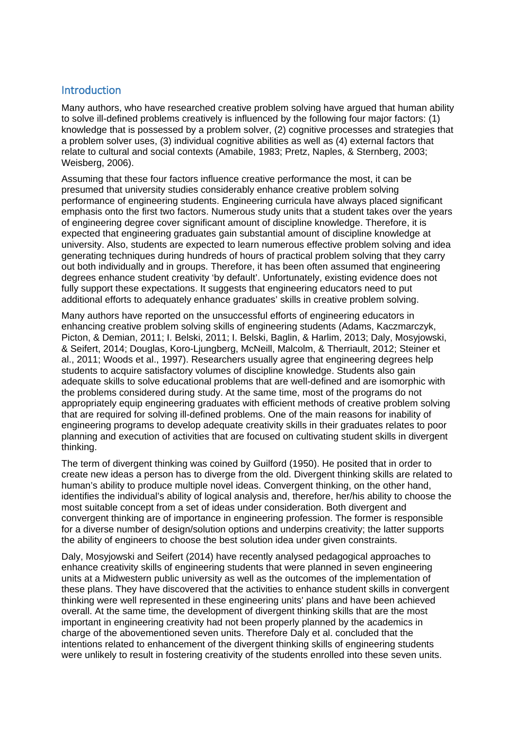## Introduction

Many authors, who have researched creative problem solving have argued that human ability to solve ill-defined problems creatively is influenced by the following four major factors: (1) knowledge that is possessed by a problem solver, (2) cognitive processes and strategies that a problem solver uses, (3) individual cognitive abilities as well as (4) external factors that relate to cultural and social contexts (Amabile, 1983; Pretz, Naples, & Sternberg, 2003; Weisberg, 2006).

Assuming that these four factors influence creative performance the most, it can be presumed that university studies considerably enhance creative problem solving performance of engineering students. Engineering curricula have always placed significant emphasis onto the first two factors. Numerous study units that a student takes over the years of engineering degree cover significant amount of discipline knowledge. Therefore, it is expected that engineering graduates gain substantial amount of discipline knowledge at university. Also, students are expected to learn numerous effective problem solving and idea generating techniques during hundreds of hours of practical problem solving that they carry out both individually and in groups. Therefore, it has been often assumed that engineering degrees enhance student creativity 'by default'. Unfortunately, existing evidence does not fully support these expectations. It suggests that engineering educators need to put additional efforts to adequately enhance graduates' skills in creative problem solving.

Many authors have reported on the unsuccessful efforts of engineering educators in enhancing creative problem solving skills of engineering students (Adams, Kaczmarczyk, Picton, & Demian, 2011; I. Belski, 2011; I. Belski, Baglin, & Harlim, 2013; Daly, Mosyjowski, & Seifert, 2014; Douglas, Koro-Ljungberg, McNeill, Malcolm, & Therriault, 2012; Steiner et al., 2011; Woods et al., 1997). Researchers usually agree that engineering degrees help students to acquire satisfactory volumes of discipline knowledge. Students also gain adequate skills to solve educational problems that are well-defined and are isomorphic with the problems considered during study. At the same time, most of the programs do not appropriately equip engineering graduates with efficient methods of creative problem solving that are required for solving ill-defined problems. One of the main reasons for inability of engineering programs to develop adequate creativity skills in their graduates relates to poor planning and execution of activities that are focused on cultivating student skills in divergent thinking.

The term of divergent thinking was coined by Guilford (1950). He posited that in order to create new ideas a person has to diverge from the old. Divergent thinking skills are related to human's ability to produce multiple novel ideas. Convergent thinking, on the other hand, identifies the individual's ability of logical analysis and, therefore, her/his ability to choose the most suitable concept from a set of ideas under consideration. Both divergent and convergent thinking are of importance in engineering profession. The former is responsible for a diverse number of design/solution options and underpins creativity; the latter supports the ability of engineers to choose the best solution idea under given constraints.

Daly, Mosyjowski and Seifert (2014) have recently analysed pedagogical approaches to enhance creativity skills of engineering students that were planned in seven engineering units at a Midwestern public university as well as the outcomes of the implementation of these plans. They have discovered that the activities to enhance student skills in convergent thinking were well represented in these engineering units' plans and have been achieved overall. At the same time, the development of divergent thinking skills that are the most important in engineering creativity had not been properly planned by the academics in charge of the abovementioned seven units. Therefore Daly et al. concluded that the intentions related to enhancement of the divergent thinking skills of engineering students were unlikely to result in fostering creativity of the students enrolled into these seven units.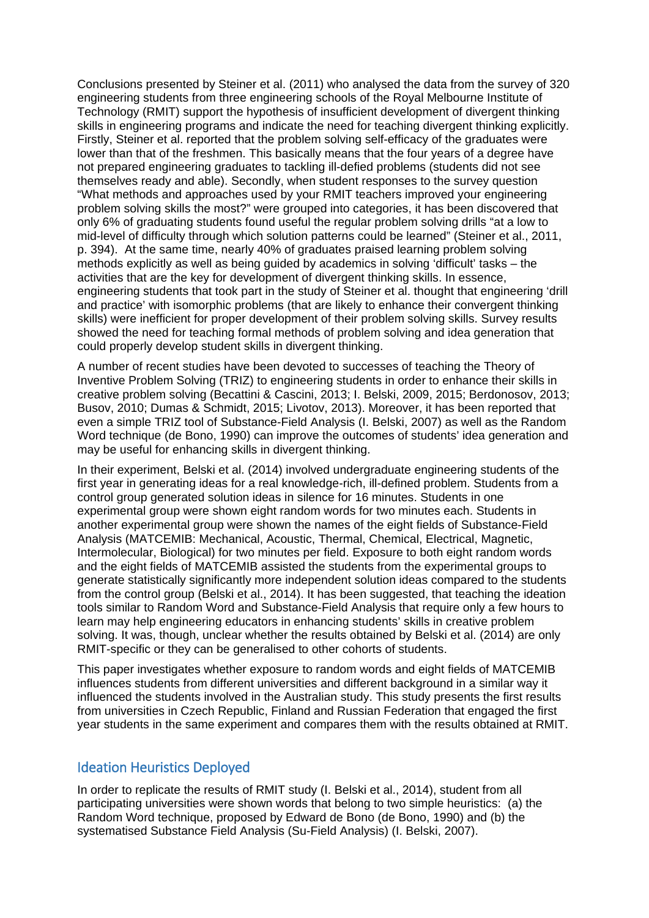Conclusions presented by Steiner et al. (2011) who analysed the data from the survey of 320 engineering students from three engineering schools of the Royal Melbourne Institute of Technology (RMIT) support the hypothesis of insufficient development of divergent thinking skills in engineering programs and indicate the need for teaching divergent thinking explicitly. Firstly, Steiner et al. reported that the problem solving self-efficacy of the graduates were lower than that of the freshmen. This basically means that the four years of a degree have not prepared engineering graduates to tackling ill-defied problems (students did not see themselves ready and able). Secondly, when student responses to the survey question "What methods and approaches used by your RMIT teachers improved your engineering problem solving skills the most?" were grouped into categories, it has been discovered that only 6% of graduating students found useful the regular problem solving drills "at a low to mid-level of difficulty through which solution patterns could be learned" (Steiner et al., 2011, p. 394). At the same time, nearly 40% of graduates praised learning problem solving methods explicitly as well as being guided by academics in solving 'difficult' tasks – the activities that are the key for development of divergent thinking skills. In essence, engineering students that took part in the study of Steiner et al. thought that engineering 'drill and practice' with isomorphic problems (that are likely to enhance their convergent thinking skills) were inefficient for proper development of their problem solving skills. Survey results showed the need for teaching formal methods of problem solving and idea generation that could properly develop student skills in divergent thinking.

A number of recent studies have been devoted to successes of teaching the Theory of Inventive Problem Solving (TRIZ) to engineering students in order to enhance their skills in creative problem solving (Becattini & Cascini, 2013; I. Belski, 2009, 2015; Berdonosov, 2013; Busov, 2010; Dumas & Schmidt, 2015; Livotov, 2013). Moreover, it has been reported that even a simple TRIZ tool of Substance-Field Analysis (I. Belski, 2007) as well as the Random Word technique (de Bono, 1990) can improve the outcomes of students' idea generation and may be useful for enhancing skills in divergent thinking.

In their experiment, Belski et al. (2014) involved undergraduate engineering students of the first year in generating ideas for a real knowledge-rich, ill-defined problem. Students from a control group generated solution ideas in silence for 16 minutes. Students in one experimental group were shown eight random words for two minutes each. Students in another experimental group were shown the names of the eight fields of Substance-Field Analysis (MATCEMIB: Mechanical, Acoustic, Thermal, Chemical, Electrical, Magnetic, Intermolecular, Biological) for two minutes per field. Exposure to both eight random words and the eight fields of MATCEMIB assisted the students from the experimental groups to generate statistically significantly more independent solution ideas compared to the students from the control group (Belski et al., 2014). It has been suggested, that teaching the ideation tools similar to Random Word and Substance-Field Analysis that require only a few hours to learn may help engineering educators in enhancing students' skills in creative problem solving. It was, though, unclear whether the results obtained by Belski et al. (2014) are only RMIT-specific or they can be generalised to other cohorts of students.

This paper investigates whether exposure to random words and eight fields of MATCEMIB influences students from different universities and different background in a similar way it influenced the students involved in the Australian study. This study presents the first results from universities in Czech Republic, Finland and Russian Federation that engaged the first year students in the same experiment and compares them with the results obtained at RMIT.

## Ideation Heuristics Deployed

In order to replicate the results of RMIT study (I. Belski et al., 2014), student from all participating universities were shown words that belong to two simple heuristics: (a) the Random Word technique, proposed by Edward de Bono (de Bono, 1990) and (b) the systematised Substance Field Analysis (Su-Field Analysis) (I. Belski, 2007).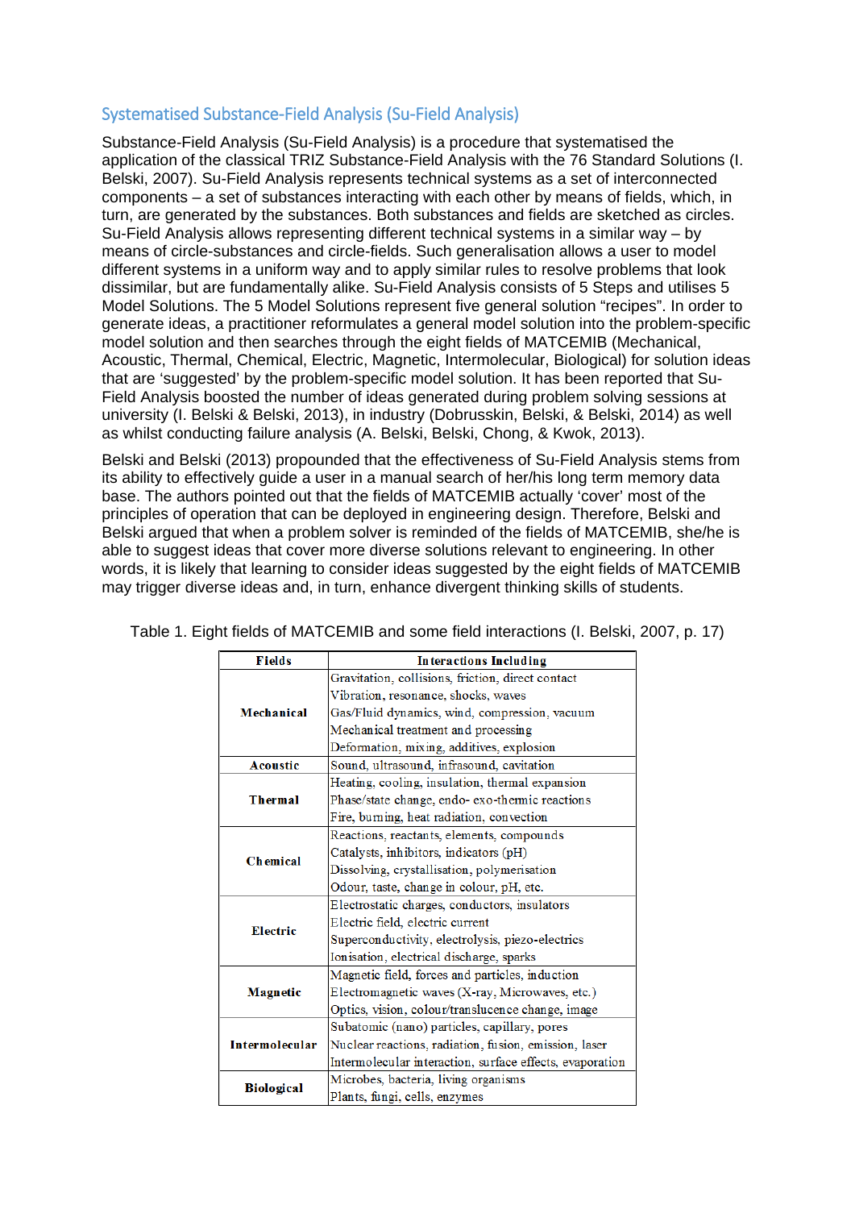## Systematised Substance-Field Analysis (Su-Field Analysis)

Substance-Field Analysis (Su-Field Analysis) is a procedure that systematised the application of the classical TRIZ Substance-Field Analysis with the 76 Standard Solutions (I. Belski, 2007). Su-Field Analysis represents technical systems as a set of interconnected components – a set of substances interacting with each other by means of fields, which, in turn, are generated by the substances. Both substances and fields are sketched as circles. Su-Field Analysis allows representing different technical systems in a similar way – by means of circle-substances and circle-fields. Such generalisation allows a user to model different systems in a uniform way and to apply similar rules to resolve problems that look dissimilar, but are fundamentally alike. Su-Field Analysis consists of 5 Steps and utilises 5 Model Solutions. The 5 Model Solutions represent five general solution "recipes". In order to generate ideas, a practitioner reformulates a general model solution into the problem-specific model solution and then searches through the eight fields of MATCEMIB (Mechanical, Acoustic, Thermal, Chemical, Electric, Magnetic, Intermolecular, Biological) for solution ideas that are 'suggested' by the problem-specific model solution. It has been reported that Su-Field Analysis boosted the number of ideas generated during problem solving sessions at university (I. Belski & Belski, 2013), in industry (Dobrusskin, Belski, & Belski, 2014) as well as whilst conducting failure analysis (A. Belski, Belski, Chong, & Kwok, 2013).

Belski and Belski (2013) propounded that the effectiveness of Su-Field Analysis stems from its ability to effectively guide a user in a manual search of her/his long term memory data base. The authors pointed out that the fields of MATCEMIB actually 'cover' most of the principles of operation that can be deployed in engineering design. Therefore, Belski and Belski argued that when a problem solver is reminded of the fields of MATCEMIB, she/he is able to suggest ideas that cover more diverse solutions relevant to engineering. In other words, it is likely that learning to consider ideas suggested by the eight fields of MATCEMIB may trigger diverse ideas and, in turn, enhance divergent thinking skills of students.

Table 1. Eight fields of MATCEMIB and some field interactions (I. Belski, 2007, p. 17)

| Fields | Interactions Including |
|---|---|
| Mechanical | Gravitation, collisions, friction, direct contact<br>Vibration, resonance, shocks, waves<br>Gas/Fluid dynamics, wind, compression, vacuum<br>Mechanical treatment and processing<br>Deformation, mixing, additives, explosion |
| Acoustic | Sound, ultrasound, infrasound, cavitation |
| Thermal | Heating, cooling, insulation, thermal expansion<br>Phase/state change, endo- exo-thermic reactions<br>Fire, burning, heat radiation, convection |
| Chemical | Reactions, reactants, elements, compounds<br>Catalysts, inhibitors, indicators (pH)<br>Dissolving, crystallisation, polymerisation<br>Odour, taste, change in colour, pH, etc. |
| Electric | Electrostatic charges, conductors, insulators<br>Electric field, electric current<br>Superconductivity, electrolysis, piezo-electrics<br>Ionisation, electrical discharge, sparks |
| Magnetic | Magnetic field, forces and particles, induction<br>Electromagnetic waves (X-ray, Microwaves, etc.)<br>Optics, vision, colour/translucence change, image |
| Intermolecular | Subatomic (nano) particles, capillary, pores<br>Nuclear reactions, radiation, fusion, emission, laser<br>Intermolecular interaction, surface effects, evaporation |
| Biological | Microbes, bacteria, living organisms<br>Plants, fungi, cells, enzymes |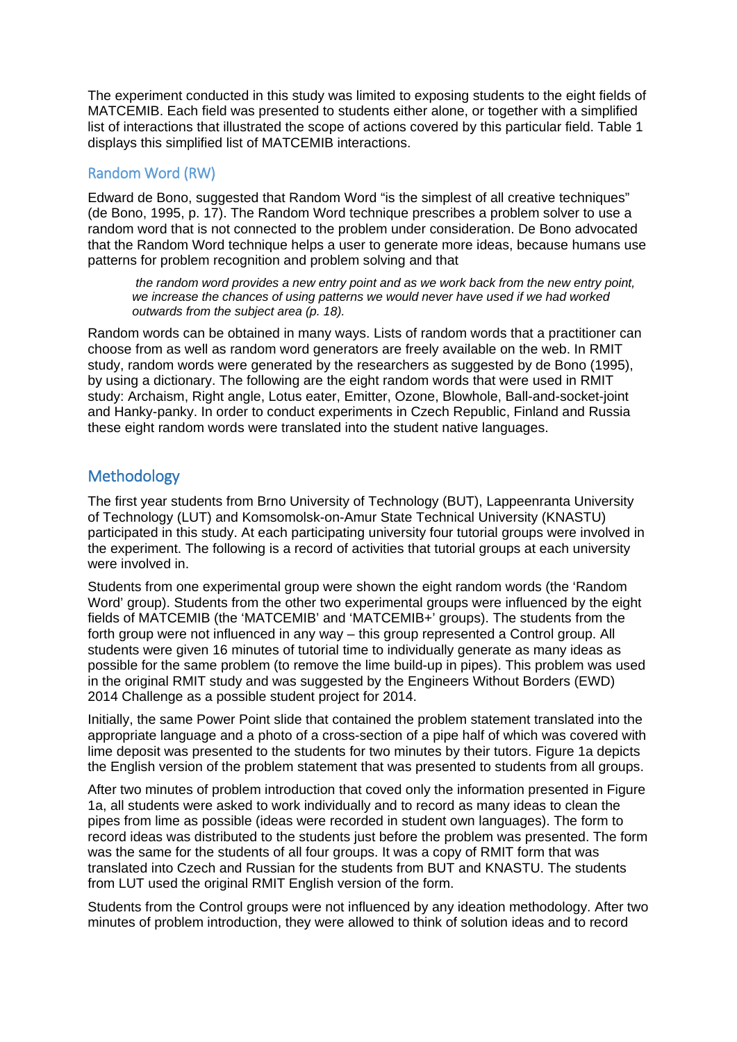The experiment conducted in this study was limited to exposing students to the eight fields of MATCEMIB. Each field was presented to students either alone, or together with a simplified list of interactions that illustrated the scope of actions covered by this particular field. Table 1 displays this simplified list of MATCEMIB interactions.

### Random Word (RW)

Edward de Bono, suggested that Random Word "is the simplest of all creative techniques" (de Bono, 1995, p. 17). The Random Word technique prescribes a problem solver to use a random word that is not connected to the problem under consideration. De Bono advocated that the Random Word technique helps a user to generate more ideas, because humans use patterns for problem recognition and problem solving and that

> *the random word provides a new entry point and as we work back from the new entry point, we increase the chances of using patterns we would never have used if we had worked outwards from the subject area (p. 18).*

Random words can be obtained in many ways. Lists of random words that a practitioner can choose from as well as random word generators are freely available on the web. In RMIT study, random words were generated by the researchers as suggested by de Bono (1995), by using a dictionary. The following are the eight random words that were used in RMIT study: Archaism, Right angle, Lotus eater, Emitter, Ozone, Blowhole, Ball-and-socket-joint and Hanky-panky. In order to conduct experiments in Czech Republic, Finland and Russia these eight random words were translated into the student native languages.

## Methodology

The first year students from Brno University of Technology (BUT), Lappeenranta University of Technology (LUT) and Komsomolsk-on-Amur State Technical University (KNASTU) participated in this study. At each participating university four tutorial groups were involved in the experiment. The following is a record of activities that tutorial groups at each university were involved in.

Students from one experimental group were shown the eight random words (the 'Random Word' group). Students from the other two experimental groups were influenced by the eight fields of MATCEMIB (the 'MATCEMIB' and 'MATCEMIB+' groups). The students from the forth group were not influenced in any way – this group represented a Control group. All students were given 16 minutes of tutorial time to individually generate as many ideas as possible for the same problem (to remove the lime build-up in pipes). This problem was used in the original RMIT study and was suggested by the Engineers Without Borders (EWD) 2014 Challenge as a possible student project for 2014.

Initially, the same Power Point slide that contained the problem statement translated into the appropriate language and a photo of a cross-section of a pipe half of which was covered with lime deposit was presented to the students for two minutes by their tutors. Figure 1a depicts the English version of the problem statement that was presented to students from all groups.

After two minutes of problem introduction that coved only the information presented in Figure 1a, all students were asked to work individually and to record as many ideas to clean the pipes from lime as possible (ideas were recorded in student own languages). The form to record ideas was distributed to the students just before the problem was presented. The form was the same for the students of all four groups. It was a copy of RMIT form that was translated into Czech and Russian for the students from BUT and KNASTU. The students from LUT used the original RMIT English version of the form.

Students from the Control groups were not influenced by any ideation methodology. After two minutes of problem introduction, they were allowed to think of solution ideas and to record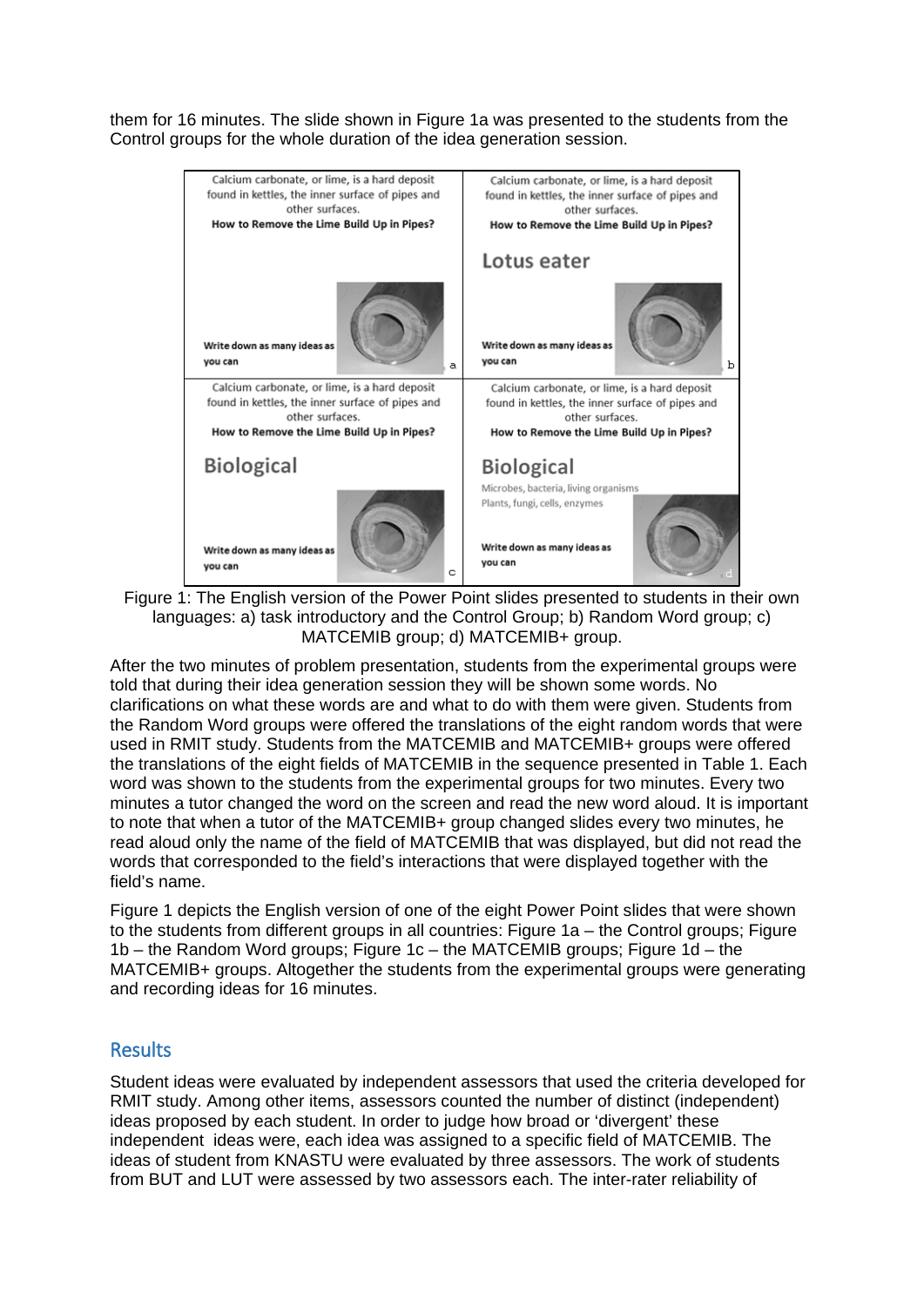them for 16 minutes. The slide shown in Figure 1a was presented to the students from the Control groups for the whole duration of the idea generation session.

Figure 1: The English version of the Power Point slides presented to students in their own languages: a) task introductory and the Control Group; b) Random Word group; c) MATCEMIB group; d) MATCEMIB+ group.

After the two minutes of problem presentation, students from the experimental groups were told that during their idea generation session they will be shown some words. No clarifications on what these words are and what to do with them were given. Students from the Random Word groups were offered the translations of the eight random words that were used in RMIT study. Students from the MATCEMIB and MATCEMIB+ groups were offered the translations of the eight fields of MATCEMIB in the sequence presented in Table 1. Each word was shown to the students from the experimental groups for two minutes. Every two minutes a tutor changed the word on the screen and read the new word aloud. It is important to note that when a tutor of the MATCEMIB+ group changed slides every two minutes, he read aloud only the name of the field of MATCEMIB that was displayed, but did not read the words that corresponded to the field's interactions that were displayed together with the field's name.

Figure 1 depicts the English version of one of the eight Power Point slides that were shown to the students from different groups in all countries: Figure 1a – the Control groups; Figure 1b – the Random Word groups; Figure 1c – the MATCEMIB groups; Figure 1d – the MATCEMIB+ groups. Altogether the students from the experimental groups were generating and recording ideas for 16 minutes.

## Results

Student ideas were evaluated by independent assessors that used the criteria developed for RMIT study. Among other items, assessors counted the number of distinct (independent) ideas proposed by each student. In order to judge how broad or 'divergent' these independent ideas were, each idea was assigned to a specific field of MATCEMIB. The ideas of student from KNASTU were evaluated by three assessors. The work of students from BUT and LUT were assessed by two assessors each. The inter-rater reliability of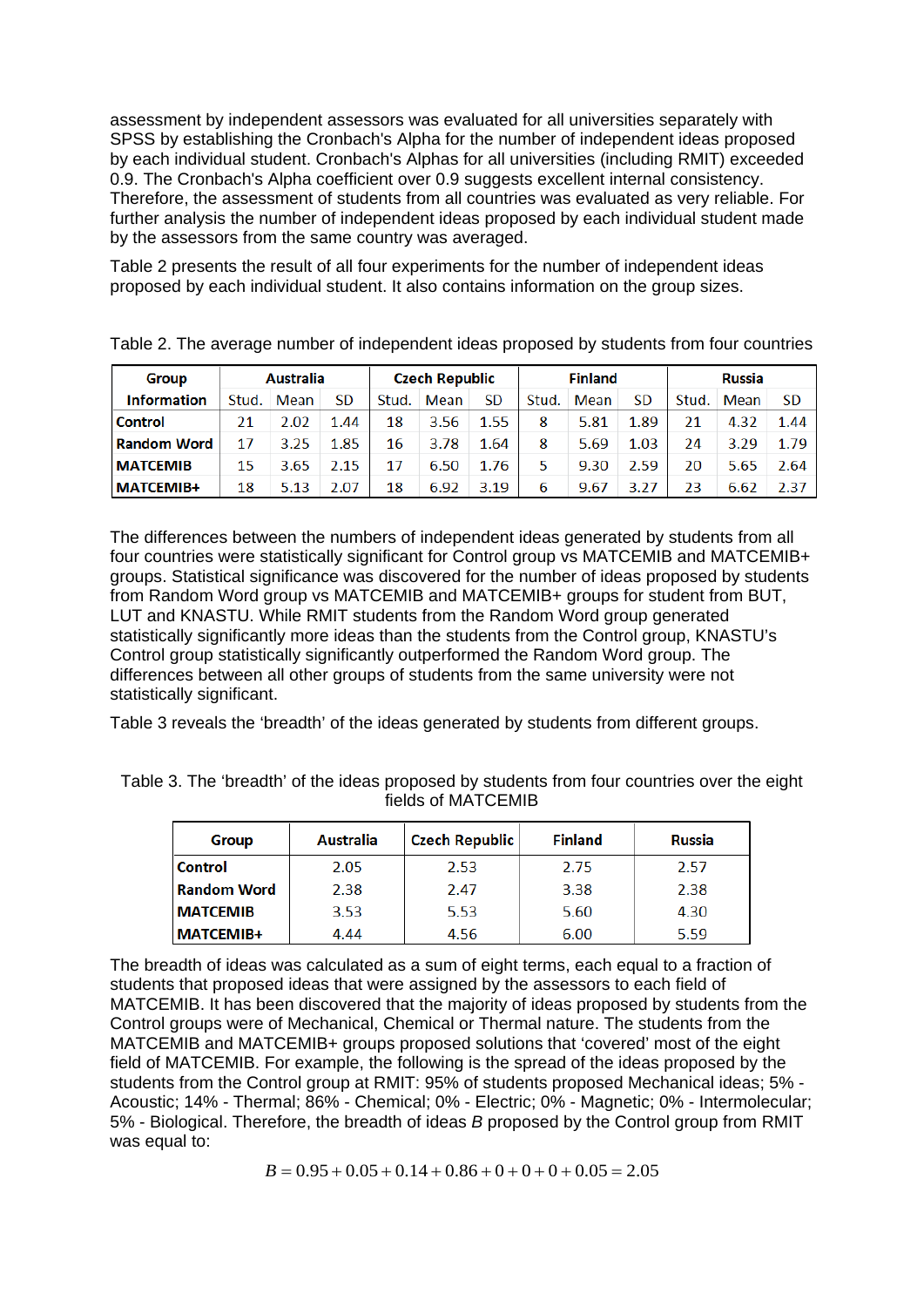assessment by independent assessors was evaluated for all universities separately with SPSS by establishing the Cronbach's Alpha for the number of independent ideas proposed by each individual student. Cronbach's Alphas for all universities (including RMIT) exceeded 0.9. The Cronbach's Alpha coefficient over 0.9 suggests excellent internal consistency. Therefore, the assessment of students from all countries was evaluated as very reliable. For further analysis the number of independent ideas proposed by each individual student made by the assessors from the same country was averaged.

Table 2 presents the result of all four experiments for the number of independent ideas proposed by each individual student. It also contains information on the group sizes.

Table 2. The average number of independent ideas proposed by students from four countries

| Group | Australia | | | Czech Republic | | | Finland | | | Russia | | |
|---|---|---|---|---|---|---|---|---|---|---|---|---|
| Information | Stud. | Mean | SD | Stud. | Mean | SD | Stud. | Mean | SD | Stud. | Mean | SD |
| **Control** | 21 | 2.02 | 1.44 | 18 | 3.56 | 1.55 | 8 | 5.81 | 1.89 | 21 | 4.32 | 1.44 |
| **Random Word** | 17 | 3.25 | 1.85 | 16 | 3.78 | 1.64 | 8 | 5.69 | 1.03 | 24 | 3.29 | 1.79 |
| **MATCEMIB** | 15 | 3.65 | 2.15 | 17 | 6.50 | 1.76 | 5 | 9.30 | 2.59 | 20 | 5.65 | 2.64 |
| **MATCEMIB+** | 18 | 5.13 | 2.07 | 18 | 6.92 | 3.19 | 6 | 9.67 | 3.27 | 23 | 6.62 | 2.37 |

The differences between the numbers of independent ideas generated by students from all four countries were statistically significant for Control group vs MATCEMIB and MATCEMIB+ groups. Statistical significance was discovered for the number of ideas proposed by students from Random Word group vs MATCEMIB and MATCEMIB+ groups for student from BUT, LUT and KNASTU. While RMIT students from the Random Word group generated statistically significantly more ideas than the students from the Control group, KNASTU's Control group statistically significantly outperformed the Random Word group. The differences between all other groups of students from the same university were not statistically significant.

Table 3 reveals the 'breadth' of the ideas generated by students from different groups.

Table 3. The 'breadth' of the ideas proposed by students from four countries over the eight fields of MATCEMIB

| Group | Australia | Czech Republic | Finland | Russia |
|---|---|---|---|---|
| **Control** | 2.05 | 2.53 | 2.75 | 2.57 |
| **Random Word** | 2.38 | 2.47 | 3.38 | 2.38 |
| **MATCEMIB** | 3.53 | 5.53 | 5.60 | 4.30 |
| **MATCEMIB+** | 4.44 | 4.56 | 6.00 | 5.59 |

The breadth of ideas was calculated as a sum of eight terms, each equal to a fraction of students that proposed ideas that were assigned by the assessors to each field of MATCEMIB. It has been discovered that the majority of ideas proposed by students from the Control groups were of Mechanical, Chemical or Thermal nature. The students from the MATCEMIB and MATCEMIB+ groups proposed solutions that 'covered' most of the eight field of MATCEMIB. For example, the following is the spread of the ideas proposed by the students from the Control group at RMIT: 95% of students proposed Mechanical ideas; 5% - Acoustic; 14% - Thermal; 86% - Chemical; 0% - Electric; 0% - Magnetic; 0% - Intermolecular; 5% - Biological. Therefore, the breadth of ideas *B* proposed by the Control group from RMIT was equal to:

$$B = 0.95 + 0.05 + 0.14 + 0.86 + 0 + 0 + 0 + 0.05 = 2.05$$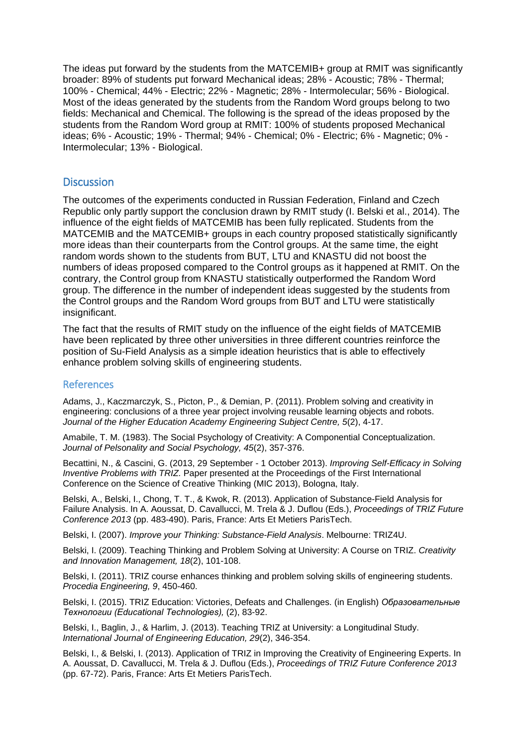The ideas put forward by the students from the MATCEMIB+ group at RMIT was significantly broader: 89% of students put forward Mechanical ideas; 28% - Acoustic; 78% - Thermal; 100% - Chemical; 44% - Electric; 22% - Magnetic; 28% - Intermolecular; 56% - Biological. Most of the ideas generated by the students from the Random Word groups belong to two fields: Mechanical and Chemical. The following is the spread of the ideas proposed by the students from the Random Word group at RMIT: 100% of students proposed Mechanical ideas; 6% - Acoustic; 19% - Thermal; 94% - Chemical; 0% - Electric; 6% - Magnetic; 0% - Intermolecular; 13% - Biological.

## Discussion

The outcomes of the experiments conducted in Russian Federation, Finland and Czech Republic only partly support the conclusion drawn by RMIT study (I. Belski et al., 2014). The influence of the eight fields of MATCEMIB has been fully replicated. Students from the MATCEMIB and the MATCEMIB+ groups in each country proposed statistically significantly more ideas than their counterparts from the Control groups. At the same time, the eight random words shown to the students from BUT, LTU and KNASTU did not boost the numbers of ideas proposed compared to the Control groups as it happened at RMIT. On the contrary, the Control group from KNASTU statistically outperformed the Random Word group. The difference in the number of independent ideas suggested by the students from the Control groups and the Random Word groups from BUT and LTU were statistically insignificant.

The fact that the results of RMIT study on the influence of the eight fields of MATCEMIB have been replicated by three other universities in three different countries reinforce the position of Su-Field Analysis as a simple ideation heuristics that is able to effectively enhance problem solving skills of engineering students.

## References

Adams, J., Kaczmarczyk, S., Picton, P., & Demian, P. (2011). Problem solving and creativity in engineering: conclusions of a three year project involving reusable learning objects and robots. *Journal of the Higher Education Academy Engineering Subject Centre, 5*(2), 4-17.

Amabile, T. M. (1983). The Social Psychology of Creativity: A Componential Conceptualization. *Journal of Pelsonality and Social Psychology, 45*(2), 357-376.

Becattini, N., & Cascini, G. (2013, 29 September - 1 October 2013). *Improving Self-Efficacy in Solving Inventive Problems with TRIZ.* Paper presented at the Proceedings of the First International Conference on the Science of Creative Thinking (MIC 2013), Bologna, Italy.

Belski, A., Belski, I., Chong, T. T., & Kwok, R. (2013). Application of Substance-Field Analysis for Failure Analysis. In A. Aoussat, D. Cavallucci, M. Trela & J. Duflou (Eds.), *Proceedings of TRIZ Future Conference 2013* (pp. 483-490). Paris, France: Arts Et Metiers ParisTech.

Belski, I. (2007). *Improve your Thinking: Substance-Field Analysis*. Melbourne: TRIZ4U.

Belski, I. (2009). Teaching Thinking and Problem Solving at University: A Course on TRIZ. *Creativity and Innovation Management, 18*(2), 101-108.

Belski, I. (2011). TRIZ course enhances thinking and problem solving skills of engineering students. *Procedia Engineering, 9*, 450-460.

Belski, I. (2015). TRIZ Education: Victories, Defeats and Challenges. (in English) *Образовательные Технологии (Educational Technologies),* (2), 83-92.

Belski, I., Baglin, J., & Harlim, J. (2013). Teaching TRIZ at University: a Longitudinal Study. *International Journal of Engineering Education, 29*(2), 346-354.

Belski, I., & Belski, I. (2013). Application of TRIZ in Improving the Creativity of Engineering Experts. In A. Aoussat, D. Cavallucci, M. Trela & J. Duflou (Eds.), *Proceedings of TRIZ Future Conference 2013* (pp. 67-72). Paris, France: Arts Et Metiers ParisTech.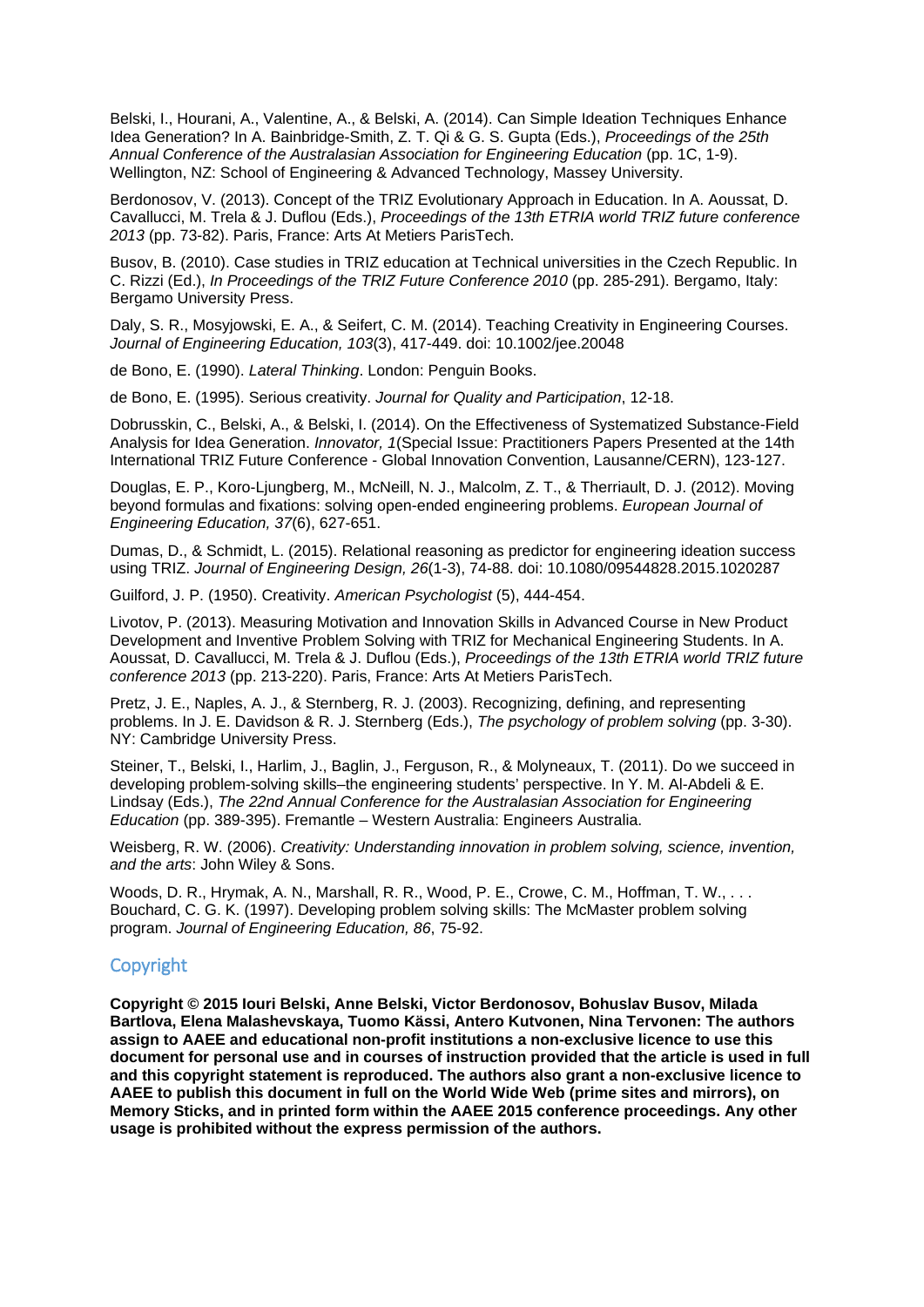Belski, I., Hourani, A., Valentine, A., & Belski, A. (2014). Can Simple Ideation Techniques Enhance Idea Generation? In A. Bainbridge-Smith, Z. T. Qi & G. S. Gupta (Eds.), *Proceedings of the 25th Annual Conference of the Australasian Association for Engineering Education* (pp. 1C, 1-9). Wellington, NZ: School of Engineering & Advanced Technology, Massey University.

Berdonosov, V. (2013). Concept of the TRIZ Evolutionary Approach in Education. In A. Aoussat, D. Cavallucci, M. Trela & J. Duflou (Eds.), *Proceedings of the 13th ETRIA world TRIZ future conference 2013* (pp. 73-82). Paris, France: Arts At Metiers ParisTech.

Busov, B. (2010). Case studies in TRIZ education at Technical universities in the Czech Republic. In C. Rizzi (Ed.), *In Proceedings of the TRIZ Future Conference 2010* (pp. 285-291). Bergamo, Italy: Bergamo University Press.

Daly, S. R., Mosyjowski, E. A., & Seifert, C. M. (2014). Teaching Creativity in Engineering Courses. *Journal of Engineering Education, 103*(3), 417-449. doi: 10.1002/jee.20048

de Bono, E. (1990). *Lateral Thinking*. London: Penguin Books.

de Bono, E. (1995). Serious creativity. *Journal for Quality and Participation*, 12-18.

Dobrusskin, C., Belski, A., & Belski, I. (2014). On the Effectiveness of Systematized Substance-Field Analysis for Idea Generation. *Innovator, 1*(Special Issue: Practitioners Papers Presented at the 14th International TRIZ Future Conference - Global Innovation Convention, Lausanne/CERN), 123-127.

Douglas, E. P., Koro-Ljungberg, M., McNeill, N. J., Malcolm, Z. T., & Therriault, D. J. (2012). Moving beyond formulas and fixations: solving open-ended engineering problems. *European Journal of Engineering Education, 37*(6), 627-651.

Dumas, D., & Schmidt, L. (2015). Relational reasoning as predictor for engineering ideation success using TRIZ. *Journal of Engineering Design, 26*(1-3), 74-88. doi: 10.1080/09544828.2015.1020287

Guilford, J. P. (1950). Creativity. *American Psychologist* (5), 444-454.

Livotov, P. (2013). Measuring Motivation and Innovation Skills in Advanced Course in New Product Development and Inventive Problem Solving with TRIZ for Mechanical Engineering Students. In A. Aoussat, D. Cavallucci, M. Trela & J. Duflou (Eds.), *Proceedings of the 13th ETRIA world TRIZ future conference 2013* (pp. 213-220). Paris, France: Arts At Metiers ParisTech.

Pretz, J. E., Naples, A. J., & Sternberg, R. J. (2003). Recognizing, defining, and representing problems. In J. E. Davidson & R. J. Sternberg (Eds.), *The psychology of problem solving* (pp. 3-30). NY: Cambridge University Press.

Steiner, T., Belski, I., Harlim, J., Baglin, J., Ferguson, R., & Molyneaux, T. (2011). Do we succeed in developing problem-solving skills–the engineering students' perspective. In Y. M. Al-Abdeli & E. Lindsay (Eds.), *The 22nd Annual Conference for the Australasian Association for Engineering Education* (pp. 389-395). Fremantle – Western Australia: Engineers Australia.

Weisberg, R. W. (2006). *Creativity: Understanding innovation in problem solving, science, invention, and the arts*: John Wiley & Sons.

Woods, D. R., Hrymak, A. N., Marshall, R. R., Wood, P. E., Crowe, C. M., Hoffman, T. W., . . . Bouchard, C. G. K. (1997). Developing problem solving skills: The McMaster problem solving program. *Journal of Engineering Education, 86*, 75-92.

## Copyright

**Copyright © 2015 Iouri Belski, Anne Belski, Victor Berdonosov, Bohuslav Busov, Milada Bartlova, Elena Malashevskaya, Tuomo Kässi, Antero Kutvonen, Nina Tervonen: The authors assign to AAEE and educational non-profit institutions a non-exclusive licence to use this document for personal use and in courses of instruction provided that the article is used in full and this copyright statement is reproduced. The authors also grant a non-exclusive licence to AAEE to publish this document in full on the World Wide Web (prime sites and mirrors), on Memory Sticks, and in printed form within the AAEE 2015 conference proceedings. Any other usage is prohibited without the express permission of the authors.**